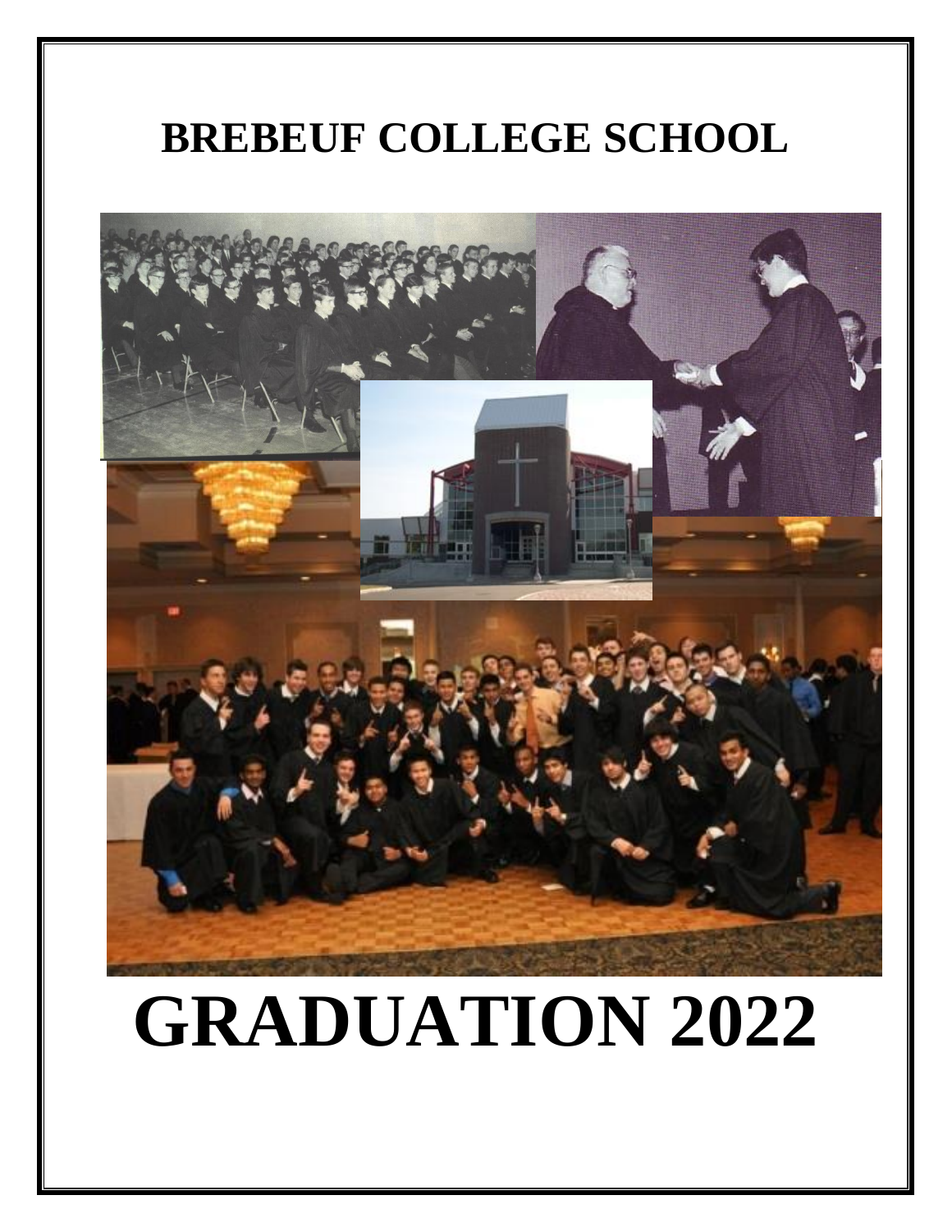# BREBEUF COLLEGE SCHOOL

# GRADUATION 2022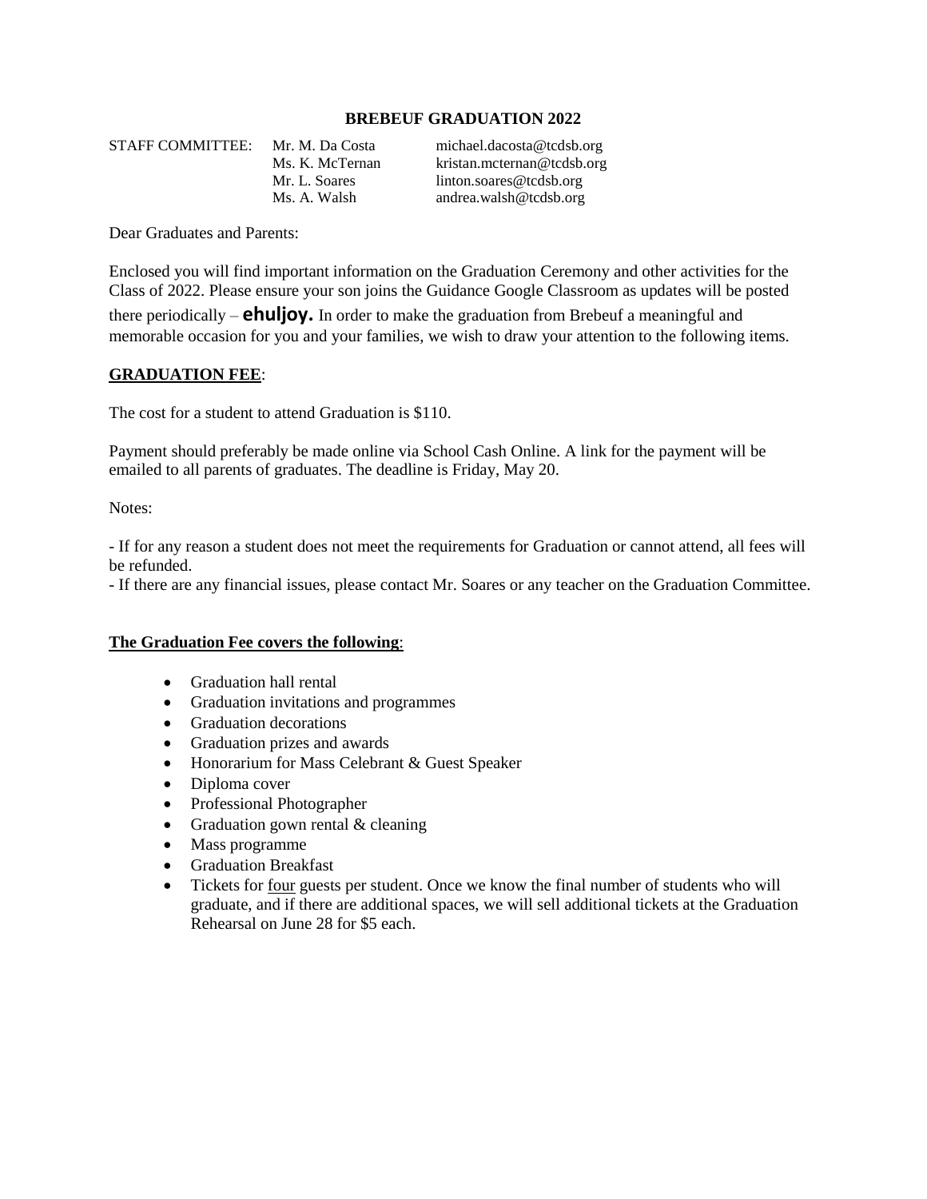# BREBEUF GRADUATION 2022

STAFF COMMITTEE:

| | |
|---|---|
| Mr. M. Da Costa | michael.dacosta@tcdsb.org |
| Ms. K. McTernan | kristan.mcternan@tcdsb.org |
| Mr. L. Soares | linton.soares@tcdsb.org |
| Ms. A. Walsh | andrea.walsh@tcdsb.org |

Dear Graduates and Parents:

Enclosed you will find important information on the Graduation Ceremony and other activities for the Class of 2022. Please ensure your son joins the Guidance Google Classroom as updates will be posted there periodically – **ehuljoy.** In order to make the graduation from Brebeuf a meaningful and memorable occasion for you and your families, we wish to draw your attention to the following items.

## GRADUATION FEE:

The cost for a student to attend Graduation is $110.

Payment should preferably be made online via School Cash Online. A link for the payment will be emailed to all parents of graduates. The deadline is Friday, May 20.

Notes:

- If for any reason a student does not meet the requirements for Graduation or cannot attend, all fees will be refunded.
- If there are any financial issues, please contact Mr. Soares or any teacher on the Graduation Committee.

## The Graduation Fee covers the following:

- Graduation hall rental
- Graduation invitations and programmes
- Graduation decorations
- Graduation prizes and awards
- Honorarium for Mass Celebrant & Guest Speaker
- Diploma cover
- Professional Photographer
- Graduation gown rental & cleaning
- Mass programme
- Graduation Breakfast
- Tickets for four guests per student. Once we know the final number of students who will graduate, and if there are additional spaces, we will sell additional tickets at the Graduation Rehearsal on June 28 for $5 each.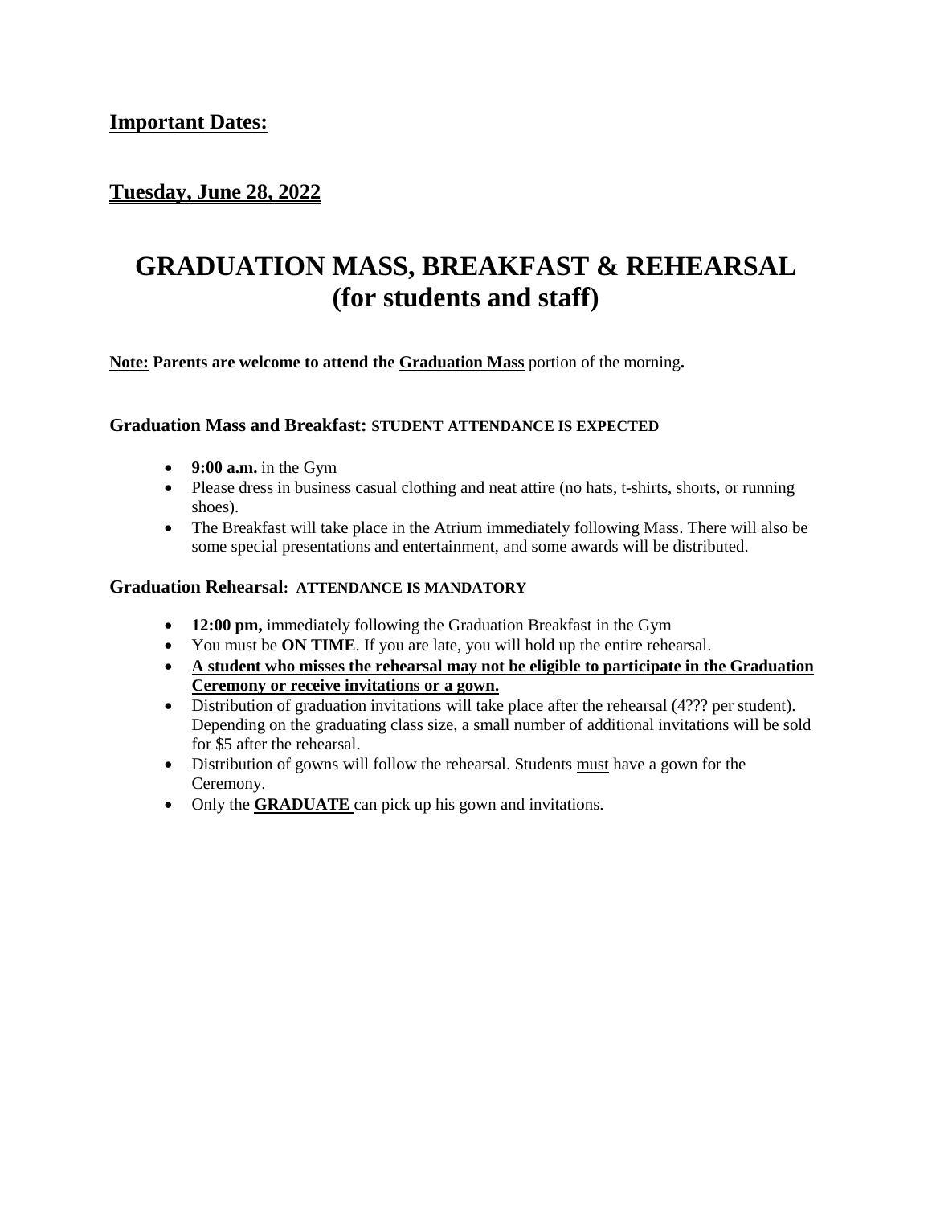**Important Dates:**

**Tuesday, June 28, 2022**

# GRADUATION MASS, BREAKFAST & REHEARSAL (for students and staff)

**Note: Parents are welcome to attend the Graduation Mass** portion of the morning**.**

### Graduation Mass and Breakfast: STUDENT ATTENDANCE IS EXPECTED

- **9:00 a.m.** in the Gym
- Please dress in business casual clothing and neat attire (no hats, t-shirts, shorts, or running shoes).
- The Breakfast will take place in the Atrium immediately following Mass. There will also be some special presentations and entertainment, and some awards will be distributed.

### Graduation Rehearsal: ATTENDANCE IS MANDATORY

- **12:00 pm,** immediately following the Graduation Breakfast in the Gym
- You must be **ON TIME**. If you are late, you will hold up the entire rehearsal.
- **A student who misses the rehearsal may not be eligible to participate in the Graduation Ceremony or receive invitations or a gown.**
- Distribution of graduation invitations will take place after the rehearsal (4??? per student). Depending on the graduating class size, a small number of additional invitations will be sold for $5 after the rehearsal.
- Distribution of gowns will follow the rehearsal. Students must have a gown for the Ceremony.
- Only the **GRADUATE** can pick up his gown and invitations.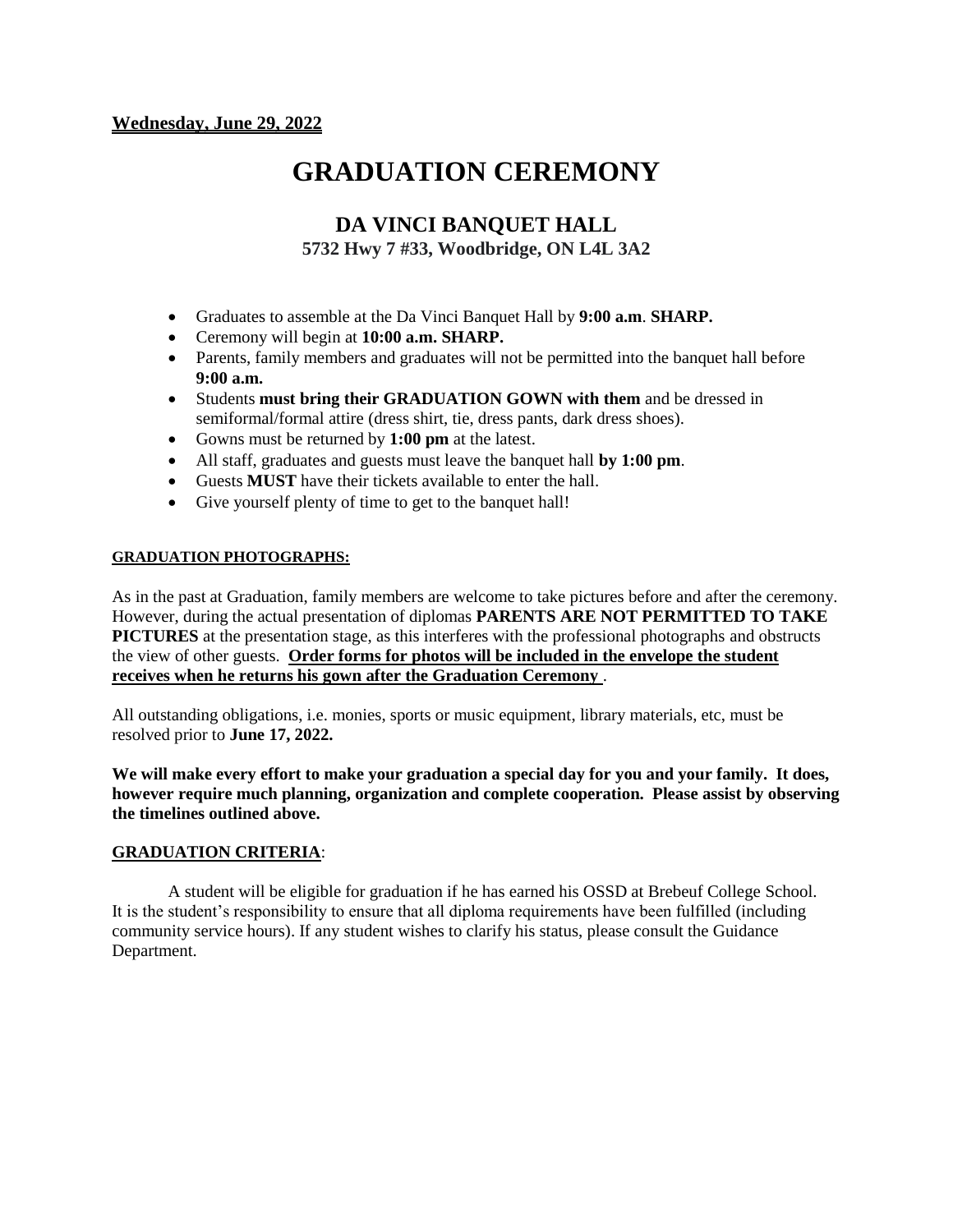**<u>Wednesday, June 29, 2022</u>**

# GRADUATION CEREMONY

## DA VINCI BANQUET HALL

**5732 Hwy 7 #33, Woodbridge, ON L4L 3A2**

- Graduates to assemble at the Da Vinci Banquet Hall by **9:00 a.m**. **SHARP.**
- Ceremony will begin at **10:00 a.m. SHARP.**
- Parents, family members and graduates will not be permitted into the banquet hall before **9:00 a.m.**
- Students **must bring their GRADUATION GOWN with them** and be dressed in semiformal/formal attire (dress shirt, tie, dress pants, dark dress shoes).
- Gowns must be returned by **1:00 pm** at the latest.
- All staff, graduates and guests must leave the banquet hall **by 1:00 pm**.
- Guests **MUST** have their tickets available to enter the hall.
- Give yourself plenty of time to get to the banquet hall!

**<u>GRADUATION PHOTOGRAPHS:</u>**

As in the past at Graduation, family members are welcome to take pictures before and after the ceremony. However, during the actual presentation of diplomas **PARENTS ARE NOT PERMITTED TO TAKE PICTURES** at the presentation stage, as this interferes with the professional photographs and obstructs the view of other guests. **<u>Order forms for photos will be included in the envelope the student receives when he returns his gown after the Graduation Ceremony</u>** .

All outstanding obligations, i.e. monies, sports or music equipment, library materials, etc, must be resolved prior to **June 17, 2022.**

**We will make every effort to make your graduation a special day for you and your family. It does, however require much planning, organization and complete cooperation. Please assist by observing the timelines outlined above.**

**<u>GRADUATION CRITERIA</u>**:

A student will be eligible for graduation if he has earned his OSSD at Brebeuf College School. It is the student's responsibility to ensure that all diploma requirements have been fulfilled (including community service hours). If any student wishes to clarify his status, please consult the Guidance Department.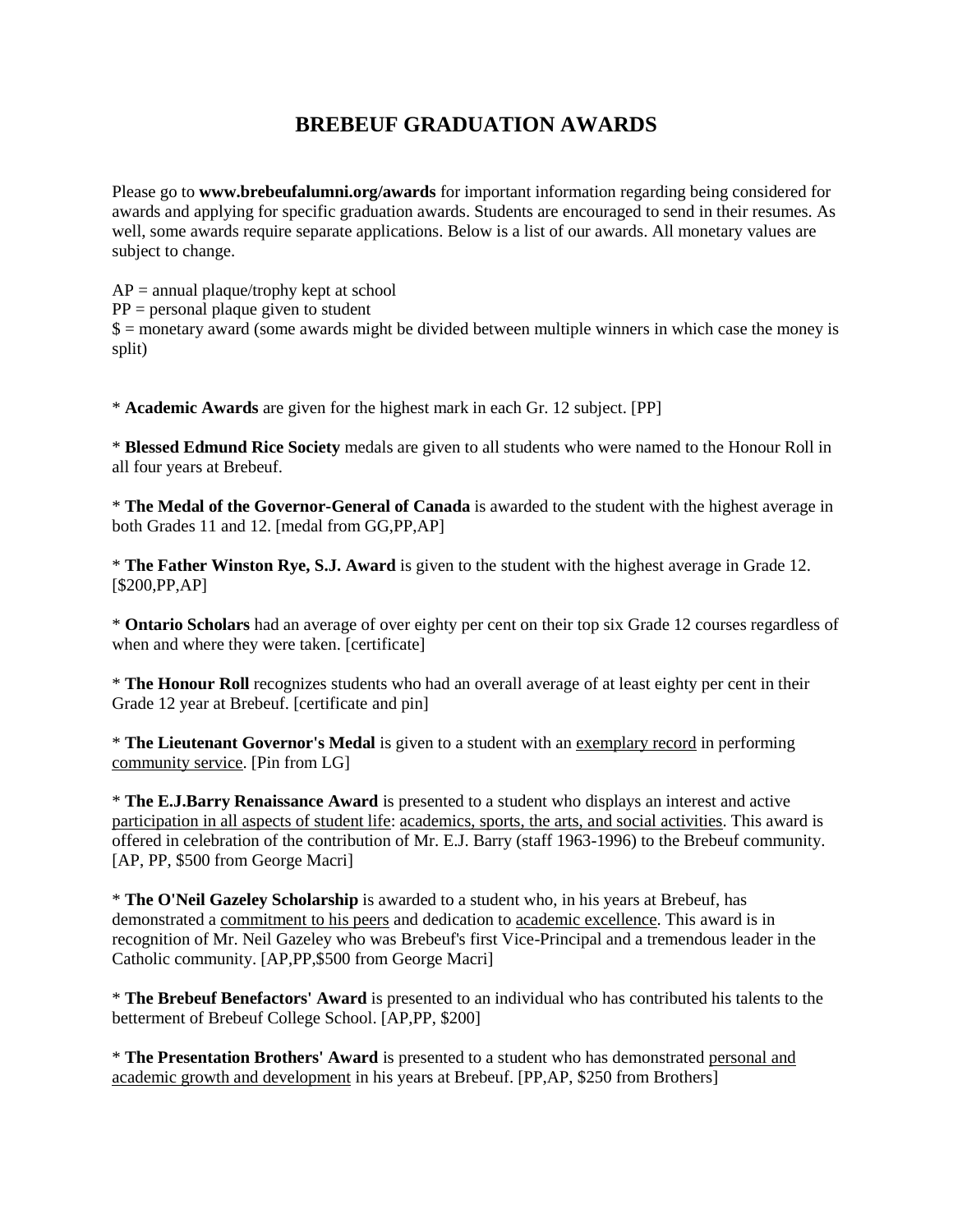# BREBEUF GRADUATION AWARDS

Please go to **www.brebeufalumni.org/awards** for important information regarding being considered for awards and applying for specific graduation awards. Students are encouraged to send in their resumes. As well, some awards require separate applications. Below is a list of our awards. All monetary values are subject to change.

AP = annual plaque/trophy kept at school
PP = personal plaque given to student
$ = monetary award (some awards might be divided between multiple winners in which case the money is split)

* **Academic Awards** are given for the highest mark in each Gr. 12 subject. [PP]

* **Blessed Edmund Rice Society** medals are given to all students who were named to the Honour Roll in all four years at Brebeuf.

* **The Medal of the Governor-General of Canada** is awarded to the student with the highest average in both Grades 11 and 12. [medal from GG,PP,AP]

* **The Father Winston Rye, S.J. Award** is given to the student with the highest average in Grade 12. [$200,PP,AP]

* **Ontario Scholars** had an average of over eighty per cent on their top six Grade 12 courses regardless of when and where they were taken. [certificate]

* **The Honour Roll** recognizes students who had an overall average of at least eighty per cent in their Grade 12 year at Brebeuf. [certificate and pin]

* **The Lieutenant Governor's Medal** is given to a student with an exemplary record in performing community service. [Pin from LG]

* **The E.J.Barry Renaissance Award** is presented to a student who displays an interest and active participation in all aspects of student life: academics, sports, the arts, and social activities. This award is offered in celebration of the contribution of Mr. E.J. Barry (staff 1963-1996) to the Brebeuf community. [AP, PP, $500 from George Macri]

* **The O'Neil Gazeley Scholarship** is awarded to a student who, in his years at Brebeuf, has demonstrated a commitment to his peers and dedication to academic excellence. This award is in recognition of Mr. Neil Gazeley who was Brebeuf's first Vice-Principal and a tremendous leader in the Catholic community. [AP,PP,$500 from George Macri]

* **The Brebeuf Benefactors' Award** is presented to an individual who has contributed his talents to the betterment of Brebeuf College School. [AP,PP, $200]

* **The Presentation Brothers' Award** is presented to a student who has demonstrated personal and academic growth and development in his years at Brebeuf. [PP,AP, $250 from Brothers]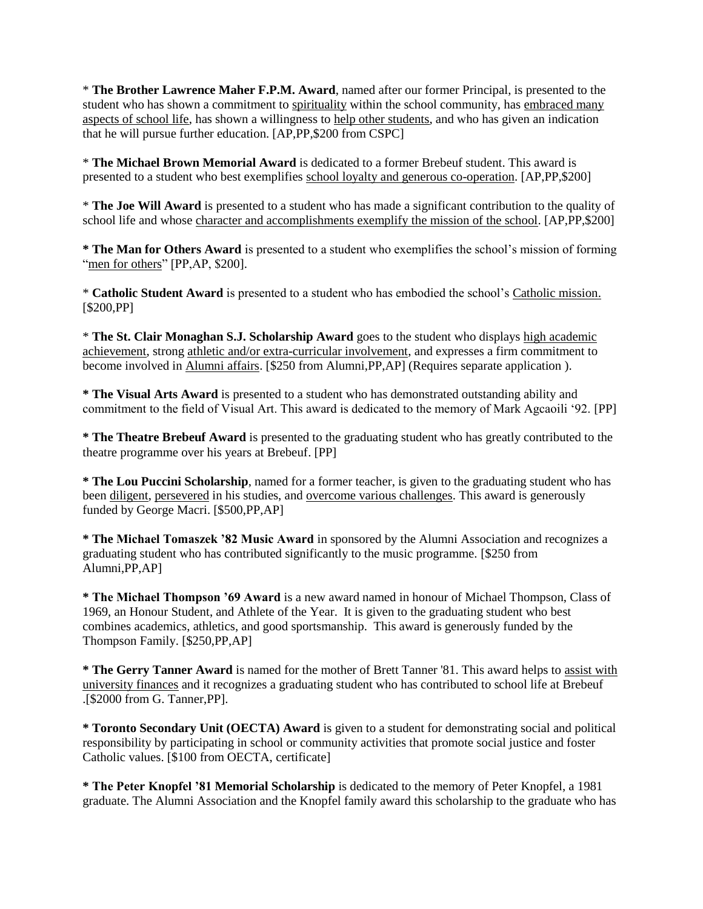* **The Brother Lawrence Maher F.P.M. Award**, named after our former Principal, is presented to the student who has shown a commitment to spirituality within the school community, has embraced many aspects of school life, has shown a willingness to help other students, and who has given an indication that he will pursue further education. [AP,PP,$200 from CSPC]

* **The Michael Brown Memorial Award** is dedicated to a former Brebeuf student. This award is presented to a student who best exemplifies school loyalty and generous co-operation. [AP,PP,$200]

* **The Joe Will Award** is presented to a student who has made a significant contribution to the quality of school life and whose character and accomplishments exemplify the mission of the school. [AP,PP,$200]

**\* The Man for Others Award** is presented to a student who exemplifies the school's mission of forming "men for others" [PP,AP, $200].

* **Catholic Student Award** is presented to a student who has embodied the school's Catholic mission. [$200,PP]

* **The St. Clair Monaghan S.J. Scholarship Award** goes to the student who displays high academic achievement, strong athletic and/or extra-curricular involvement, and expresses a firm commitment to become involved in Alumni affairs. [$250 from Alumni,PP,AP] (Requires separate application ).

**\* The Visual Arts Award** is presented to a student who has demonstrated outstanding ability and commitment to the field of Visual Art. This award is dedicated to the memory of Mark Agcaoili '92. [PP]

**\* The Theatre Brebeuf Award** is presented to the graduating student who has greatly contributed to the theatre programme over his years at Brebeuf. [PP]

**\* The Lou Puccini Scholarship**, named for a former teacher, is given to the graduating student who has been diligent, persevered in his studies, and overcome various challenges. This award is generously funded by George Macri. [$500,PP,AP]

**\* The Michael Tomaszek '82 Music Award** in sponsored by the Alumni Association and recognizes a graduating student who has contributed significantly to the music programme. [$250 from Alumni,PP,AP]

**\* The Michael Thompson '69 Award** is a new award named in honour of Michael Thompson, Class of 1969, an Honour Student, and Athlete of the Year. It is given to the graduating student who best combines academics, athletics, and good sportsmanship. This award is generously funded by the Thompson Family. [$250,PP,AP]

**\* The Gerry Tanner Award** is named for the mother of Brett Tanner '81. This award helps to assist with university finances and it recognizes a graduating student who has contributed to school life at Brebeuf .[$2000 from G. Tanner,PP].

**\* Toronto Secondary Unit (OECTA) Award** is given to a student for demonstrating social and political responsibility by participating in school or community activities that promote social justice and foster Catholic values. [$100 from OECTA, certificate]

**\* The Peter Knopfel '81 Memorial Scholarship** is dedicated to the memory of Peter Knopfel, a 1981 graduate. The Alumni Association and the Knopfel family award this scholarship to the graduate who has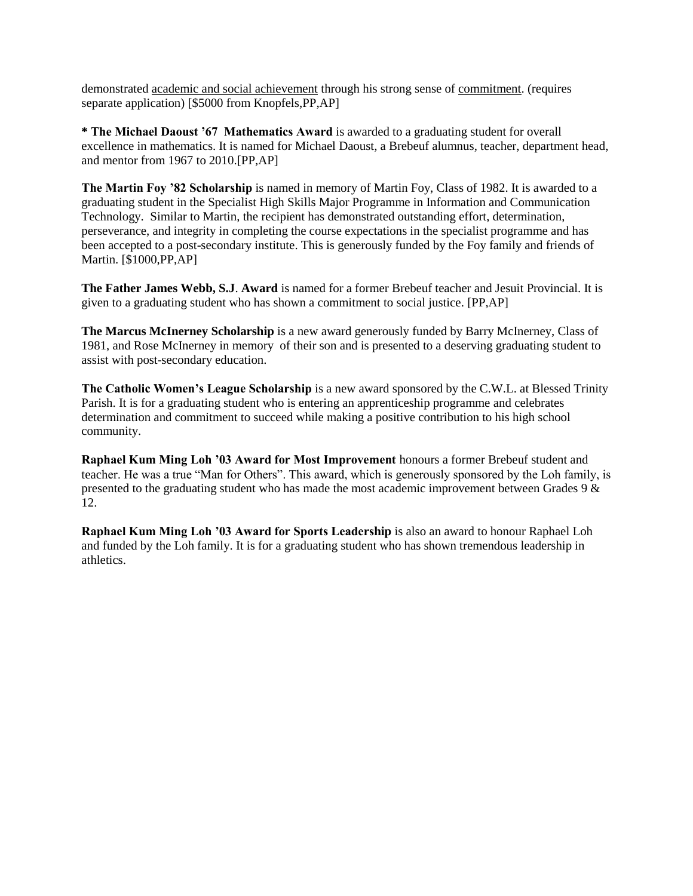demonstrated <u>academic and social achievement</u> through his strong sense of <u>commitment</u>. (requires separate application) [$5000 from Knopfels,PP,AP]

**\* The Michael Daoust '67 Mathematics Award** is awarded to a graduating student for overall excellence in mathematics. It is named for Michael Daoust, a Brebeuf alumnus, teacher, department head, and mentor from 1967 to 2010.[PP,AP]

**The Martin Foy '82 Scholarship** is named in memory of Martin Foy, Class of 1982. It is awarded to a graduating student in the Specialist High Skills Major Programme in Information and Communication Technology. Similar to Martin, the recipient has demonstrated outstanding effort, determination, perseverance, and integrity in completing the course expectations in the specialist programme and has been accepted to a post-secondary institute. This is generously funded by the Foy family and friends of Martin. [$1000,PP,AP]

**The Father James Webb, S.J. Award** is named for a former Brebeuf teacher and Jesuit Provincial. It is given to a graduating student who has shown a commitment to social justice. [PP,AP]

**The Marcus McInerney Scholarship** is a new award generously funded by Barry McInerney, Class of 1981, and Rose McInerney in memory of their son and is presented to a deserving graduating student to assist with post-secondary education.

**The Catholic Women's League Scholarship** is a new award sponsored by the C.W.L. at Blessed Trinity Parish. It is for a graduating student who is entering an apprenticeship programme and celebrates determination and commitment to succeed while making a positive contribution to his high school community.

**Raphael Kum Ming Loh '03 Award for Most Improvement** honours a former Brebeuf student and teacher. He was a true "Man for Others". This award, which is generously sponsored by the Loh family, is presented to the graduating student who has made the most academic improvement between Grades 9 & 12.

**Raphael Kum Ming Loh '03 Award for Sports Leadership** is also an award to honour Raphael Loh and funded by the Loh family. It is for a graduating student who has shown tremendous leadership in athletics.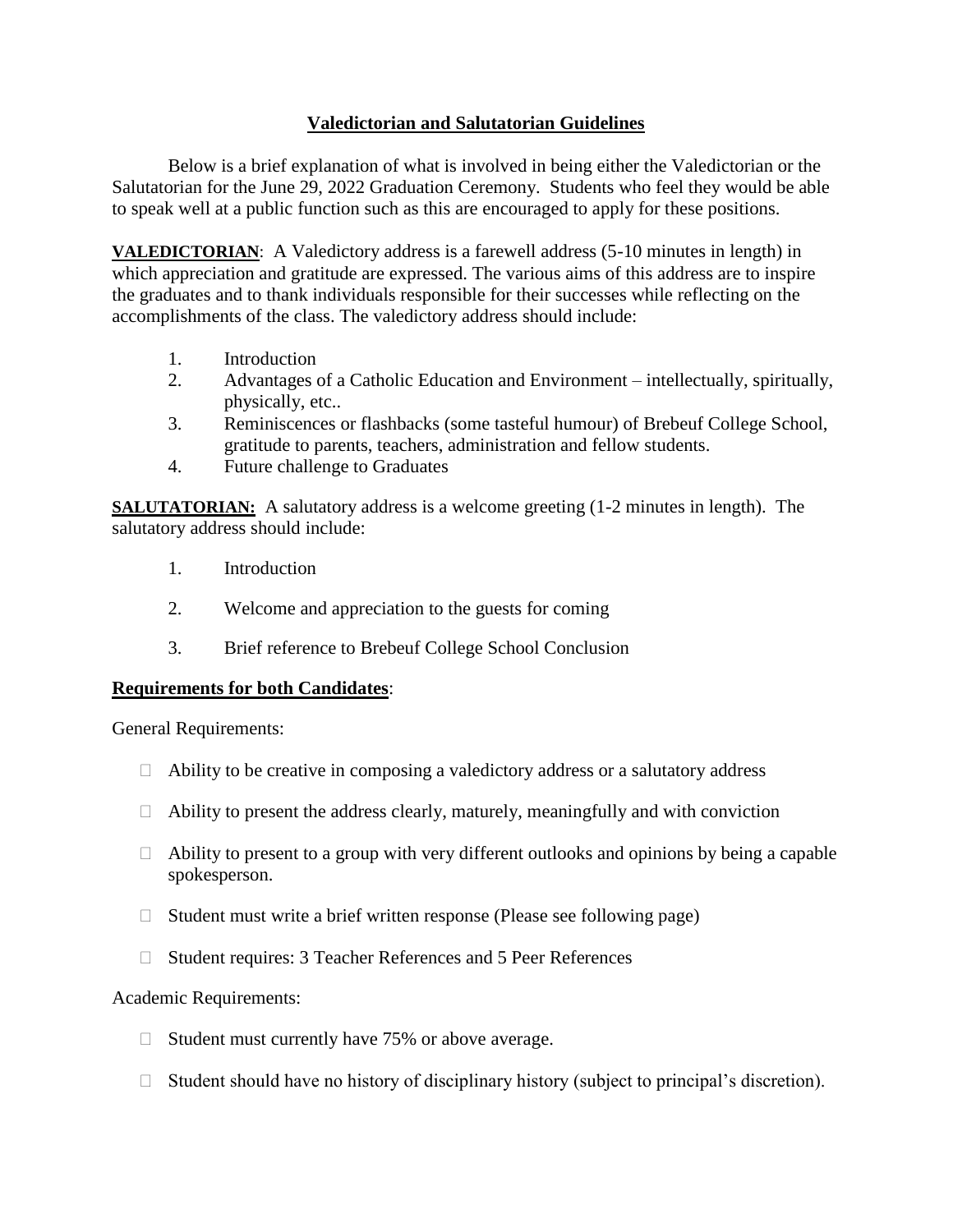## Valedictorian and Salutatorian Guidelines

Below is a brief explanation of what is involved in being either the Valedictorian or the Salutatorian for the June 29, 2022 Graduation Ceremony. Students who feel they would be able to speak well at a public function such as this are encouraged to apply for these positions.

**VALEDICTORIAN**: A Valedictory address is a farewell address (5-10 minutes in length) in which appreciation and gratitude are expressed. The various aims of this address are to inspire the graduates and to thank individuals responsible for their successes while reflecting on the accomplishments of the class. The valedictory address should include:

1. Introduction
2. Advantages of a Catholic Education and Environment – intellectually, spiritually, physically, etc..
3. Reminiscences or flashbacks (some tasteful humour) of Brebeuf College School, gratitude to parents, teachers, administration and fellow students.
4. Future challenge to Graduates

**SALUTATORIAN:** A salutatory address is a welcome greeting (1-2 minutes in length). The salutatory address should include:

1. Introduction
2. Welcome and appreciation to the guests for coming
3. Brief reference to Brebeuf College School Conclusion

### Requirements for both Candidates:

General Requirements:

- Ability to be creative in composing a valedictory address or a salutatory address
- Ability to present the address clearly, maturely, meaningfully and with conviction
- Ability to present to a group with very different outlooks and opinions by being a capable spokesperson.
- Student must write a brief written response (Please see following page)
- Student requires: 3 Teacher References and 5 Peer References

Academic Requirements:

- Student must currently have 75% or above average.
- Student should have no history of disciplinary history (subject to principal's discretion).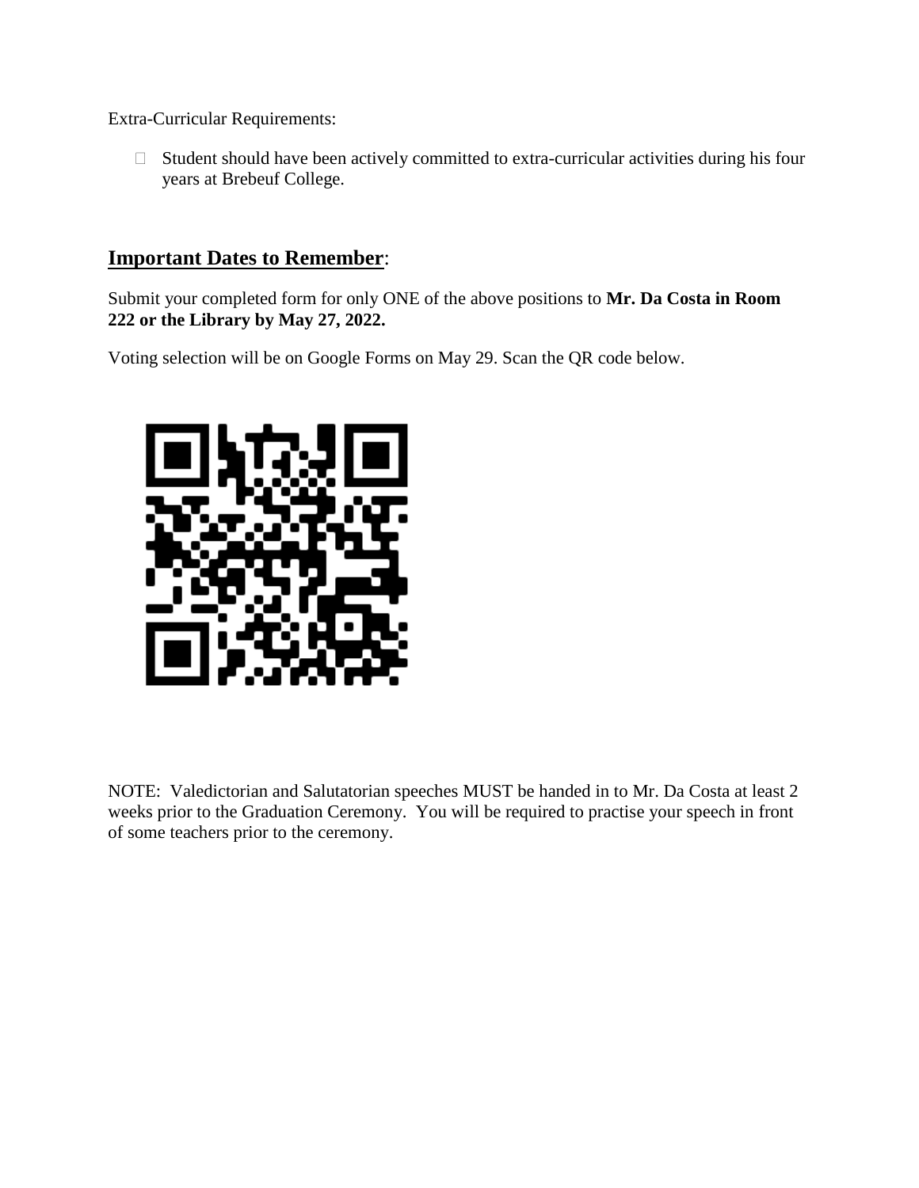Extra-Curricular Requirements:

- Student should have been actively committed to extra-curricular activities during his four years at Brebeuf College.

## <u>Important Dates to Remember</u>:

Submit your completed form for only ONE of the above positions to **Mr. Da Costa in Room 222 or the Library by May 27, 2022.**

Voting selection will be on Google Forms on May 29. Scan the QR code below.

NOTE: Valedictorian and Salutatorian speeches MUST be handed in to Mr. Da Costa at least 2 weeks prior to the Graduation Ceremony. You will be required to practise your speech in front of some teachers prior to the ceremony.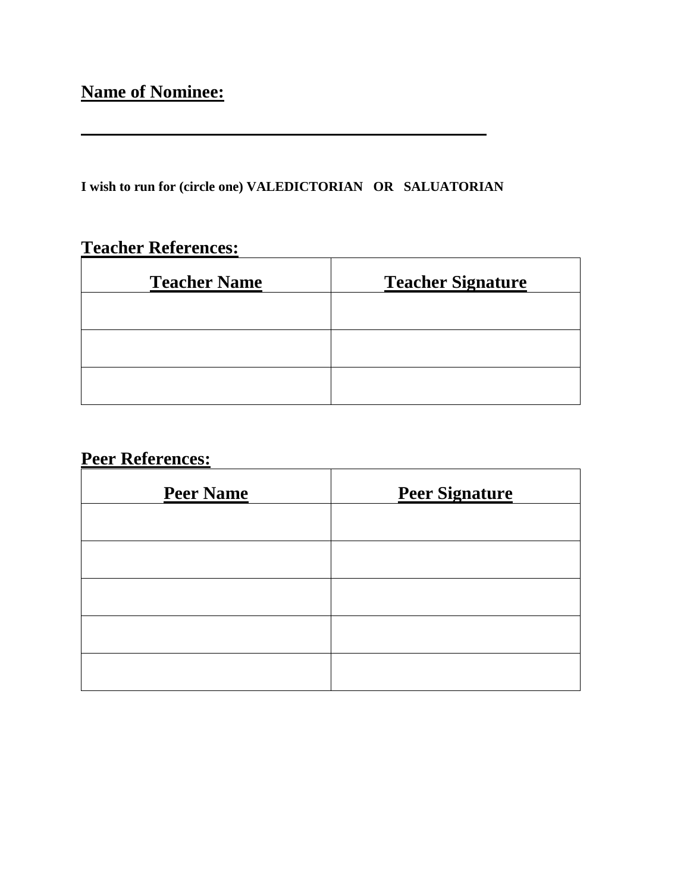**Name of Nominee:**

\_\_\_\_\_\_\_\_\_\_\_\_\_\_\_\_\_\_\_\_\_\_\_\_\_\_\_\_\_\_\_\_\_\_\_\_\_\_\_\_\_\_\_\_\_\_\_\_

**I wish to run for (circle one) VALEDICTORIAN OR SALUATORIAN**

**Teacher References:**

| **Teacher Name** | **Teacher Signature** |
|---|---|
| | |
| | |
| | |

**Peer References:**

| **Peer Name** | **Peer Signature** |
|---|---|
| | |
| | |
| | |
| | |
| | |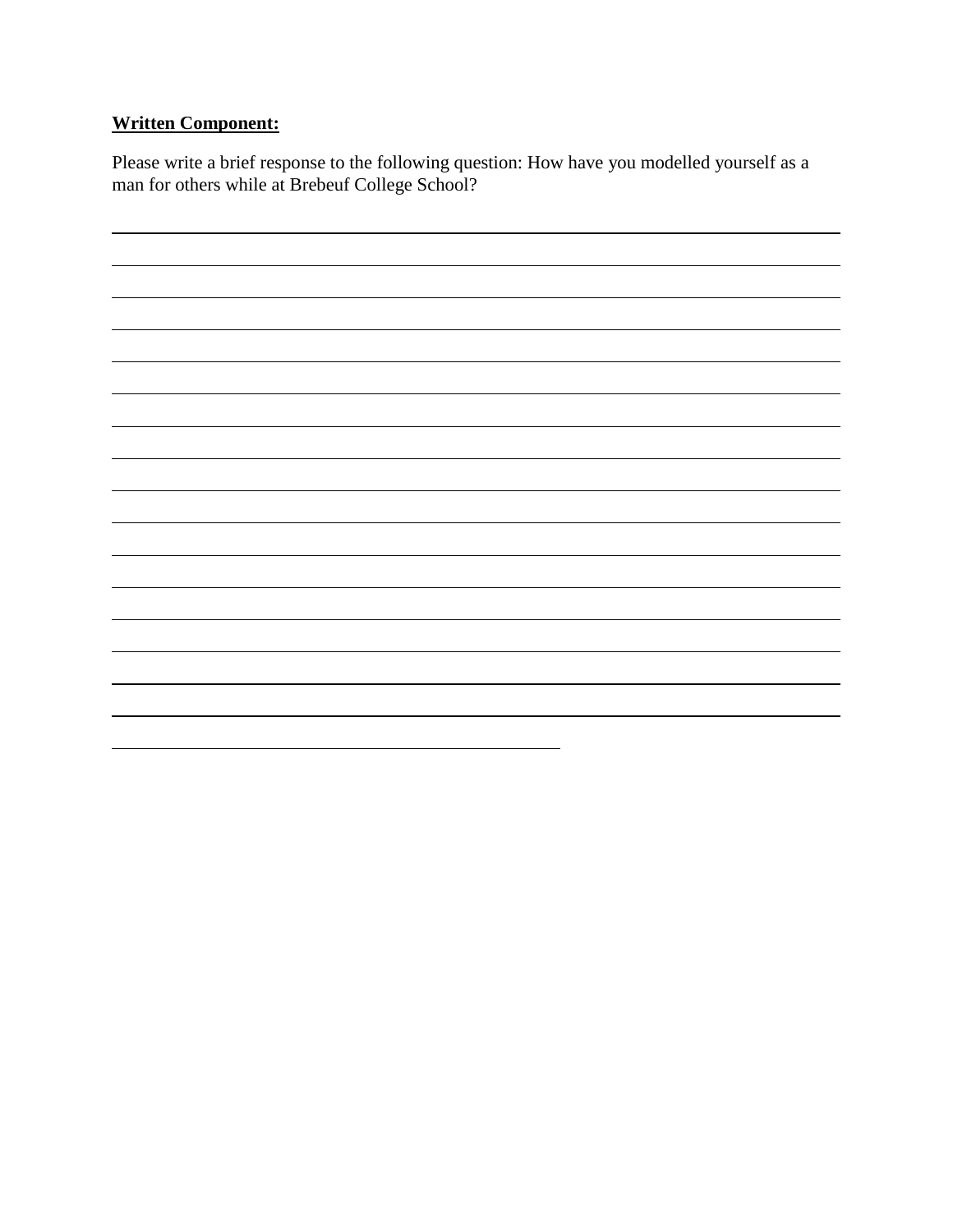**Written Component:**

Please write a brief response to the following question: How have you modelled yourself as a man for others while at Brebeuf College School?